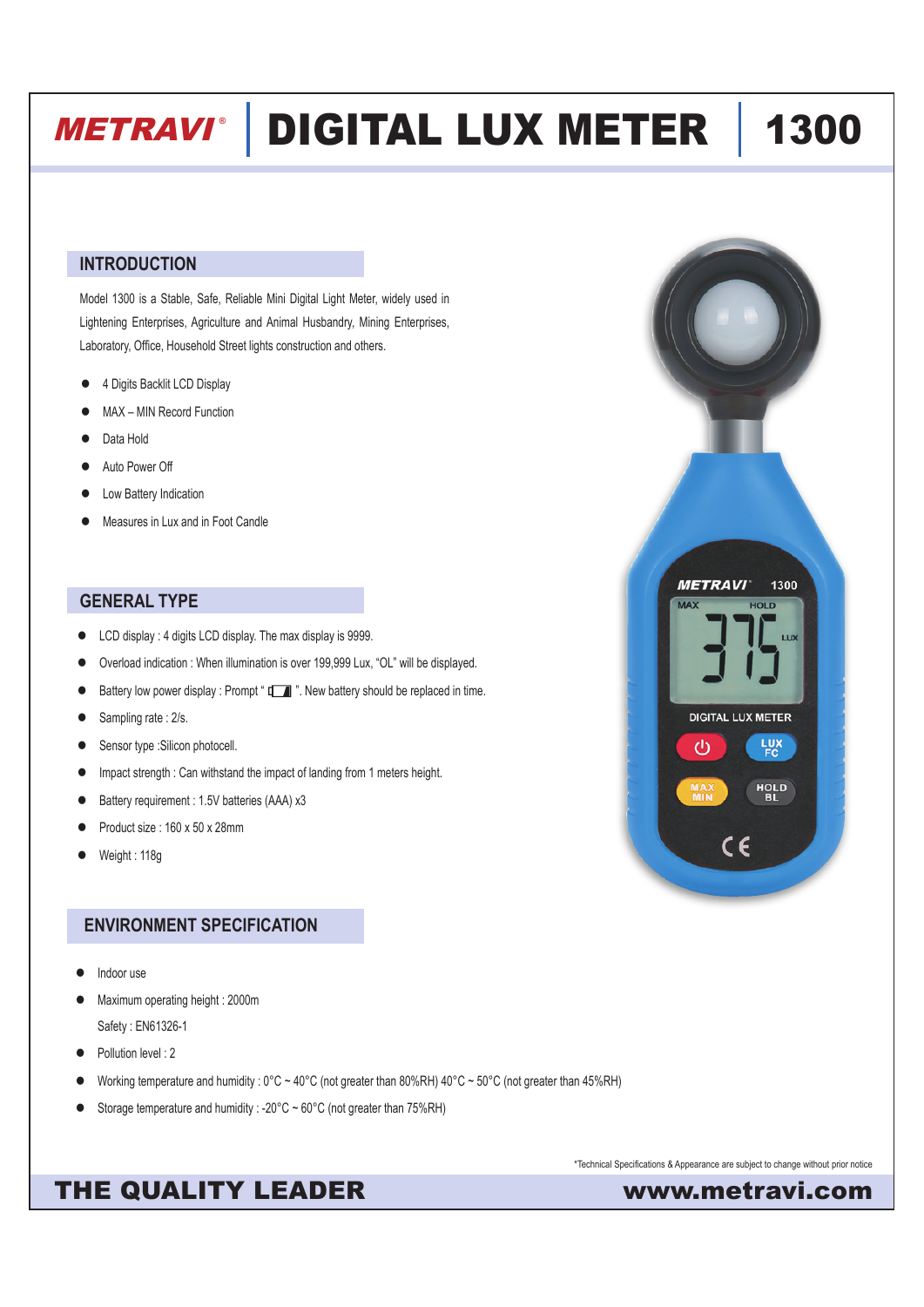# METRAVI® | DIGITAL LUX METER | 1300

## INTRODUCTION

Model 1300 is a Stable, Safe, Reliable Mini Digital Light Meter, widely used in Lightening Enterprises, Agriculture and Animal Husbandry, Mining Enterprises, Laboratory, Office, Household Street lights construction and others.

- 4 Digits Backlit LCD Display
- MAX – MIN Record Function
- Data Hold
- Auto Power Off
- Low Battery Indication
- Measures in Lux and in Foot Candle

## GENERAL TYPE

- LCD display : 4 digits LCD display. The max display is 9999.
- Overload indication : When illumination is over 199,999 Lux, "OL" will be displayed.
- Battery low power display : Prompt " ". New battery should be replaced in time.
- Sampling rate : 2/s.
- Sensor type :Silicon photocell.
- Impact strength : Can withstand the impact of landing from 1 meters height.
- Battery requirement : 1.5V batteries (AAA) x3
- Product size : 160 x 50 x 28mm
- Weight : 118g

## ENVIRONMENT SPECIFICATION

- Indoor use
- Maximum operating height : 2000m

  Safety : EN61326-1
- Pollution level : 2
- Working temperature and humidity : 0°C ~ 40°C (not greater than 80%RH) 40°C ~ 50°C (not greater than 45%RH)
- Storage temperature and humidity : -20°C ~ 60°C (not greater than 75%RH)

*Technical Specifications & Appearance are subject to change without prior notice

THE QUALITY LEADER | www.metravi.com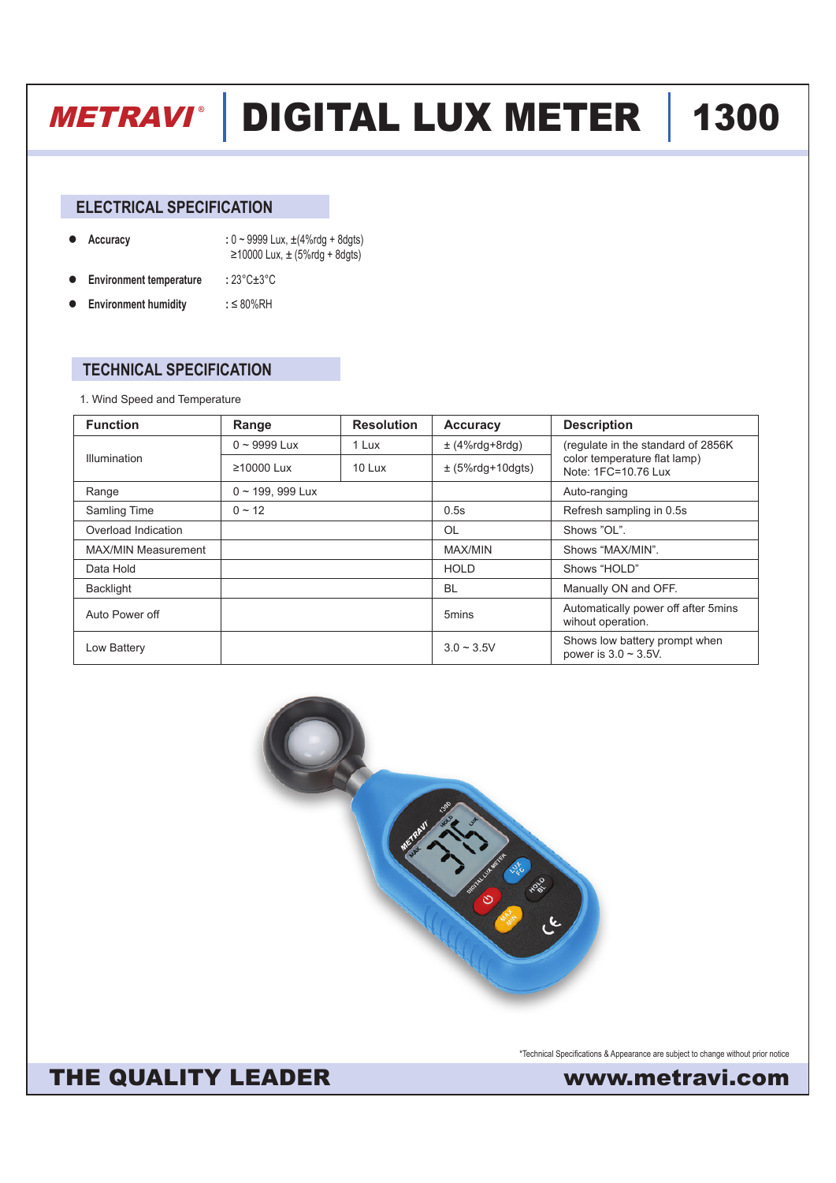# METRAVI® | DIGITAL LUX METER | 1300

## ELECTRICAL SPECIFICATION

- **Accuracy** : 0 ~ 9999 Lux, ±(4%rdg + 8dgts)
  ≥10000 Lux, ± (5%rdg + 8dgts)
- **Environment temperature** : 23°C±3°C
- **Environment humidity** : ≤ 80%RH

## TECHNICAL SPECIFICATION

1. Wind Speed and Temperature

| Function | Range | Resolution | Accuracy | Description |
|---|---|---|---|---|
| Illumination | 0 ~ 9999 Lux | 1 Lux | ± (4%rdg+8rdg) | (regulate in the standard of 2856K color temperature flat lamp) Note: 1FC=10.76 Lux |
| | ≥10000 Lux | 10 Lux | ± (5%rdg+10dgts) | |
| Range | 0 ~ 199, 999 Lux | | | Auto-ranging |
| Samling Time | 0 ~ 12 | | 0.5s | Refresh sampling in 0.5s |
| Overload Indication | | | OL | Shows "OL". |
| MAX/MIN Measurement | | | MAX/MIN | Shows "MAX/MIN". |
| Data Hold | | | HOLD | Shows "HOLD" |
| Backlight | | | BL | Manually ON and OFF. |
| Auto Power off | | | 5mins | Automatically power off after 5mins wihout operation. |
| Low Battery | | | 3.0 ~ 3.5V | Shows low battery prompt when power is 3.0 ~ 3.5V. |

*Technical Specifications & Appearance are subject to change without prior notice

**THE QUALITY LEADER** www.metravi.com